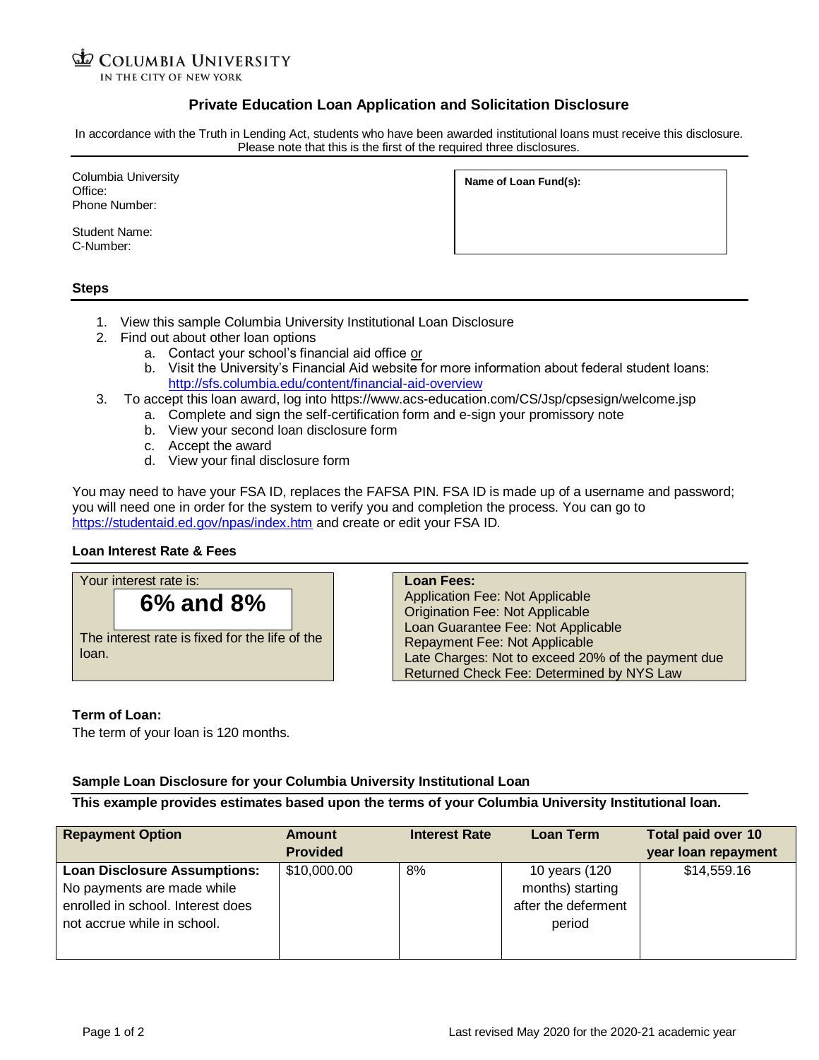COLUMBIA UNIVERSITY
IN THE CITY OF NEW YORK

# Private Education Loan Application and Solicitation Disclosure

In accordance with the Truth in Lending Act, students who have been awarded institutional loans must receive this disclosure. Please note that this is the first of the required three disclosures.

Columbia University
Office:
Phone Number:

Student Name:
C-Number:

**Name of Loan Fund(s):**

## Steps

1. View this sample Columbia University Institutional Loan Disclosure
2. Find out about other loan options
   a. Contact your school's financial aid office or
   b. Visit the University's Financial Aid website for more information about federal student loans: http://sfs.columbia.edu/content/financial-aid-overview
3. To accept this loan award, log into https://www.acs-education.com/CS/Jsp/cpsesign/welcome.jsp
   a. Complete and sign the self-certification form and e-sign your promissory note
   b. View your second loan disclosure form
   c. Accept the award
   d. View your final disclosure form

You may need to have your FSA ID, replaces the FAFSA PIN. FSA ID is made up of a username and password; you will need one in order for the system to verify you and completion the process. You can go to https://studentaid.ed.gov/npas/index.htm and create or edit your FSA ID.

## Loan Interest Rate & Fees

Your interest rate is:

**6% and 8%**

The interest rate is fixed for the life of the loan.

**Loan Fees:**
Application Fee: Not Applicable
Origination Fee: Not Applicable
Loan Guarantee Fee: Not Applicable
Repayment Fee: Not Applicable
Late Charges: Not to exceed 20% of the payment due
Returned Check Fee: Determined by NYS Law

**Term of Loan:**
The term of your loan is 120 months.

### Sample Loan Disclosure for your Columbia University Institutional Loan

**This example provides estimates based upon the terms of your Columbia University Institutional loan.**

| Repayment Option | Amount Provided | Interest Rate | Loan Term | Total paid over 10 year loan repayment |
|---|---|---|---|---|
| **Loan Disclosure Assumptions:** No payments are made while enrolled in school. Interest does not accrue while in school. | $10,000.00 | 8% | 10 years (120 months) starting after the deferment period | $14,559.16 |

Last revised May 2020 for the 2020-21 academic year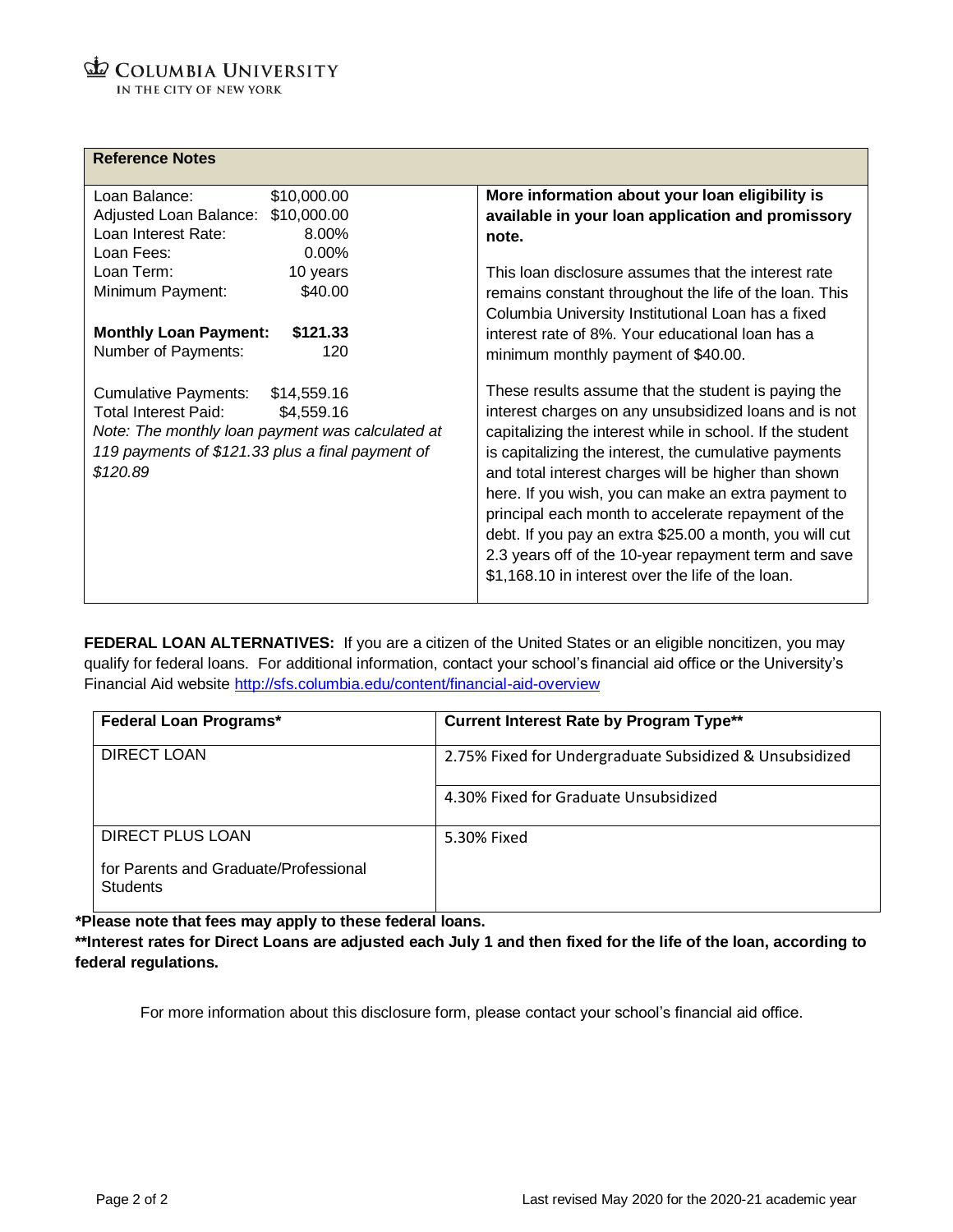COLUMBIA UNIVERSITY
IN THE CITY OF NEW YORK

| Reference Notes | |
|---|---|
| Loan Balance: $10,000.00<br>Adjusted Loan Balance: $10,000.00<br>Loan Interest Rate: 8.00%<br>Loan Fees: 0.00%<br>Loan Term: 10 years<br>Minimum Payment: $40.00<br><br>**Monthly Loan Payment: $121.33**<br>Number of Payments: 120<br><br>Cumulative Payments: $14,559.16<br>Total Interest Paid: $4,559.16<br>*Note: The monthly loan payment was calculated at 119 payments of $121.33 plus a final payment of $120.89* | **More information about your loan eligibility is available in your loan application and promissory note.**<br><br>This loan disclosure assumes that the interest rate remains constant throughout the life of the loan. This Columbia University Institutional Loan has a fixed interest rate of 8%. Your educational loan has a minimum monthly payment of $40.00.<br><br>These results assume that the student is paying the interest charges on any unsubsidized loans and is not capitalizing the interest while in school. If the student is capitalizing the interest, the cumulative payments and total interest charges will be higher than shown here. If you wish, you can make an extra payment to principal each month to accelerate repayment of the debt. If you pay an extra $25.00 a month, you will cut 2.3 years off of the 10-year repayment term and save $1,168.10 in interest over the life of the loan. |

**FEDERAL LOAN ALTERNATIVES:** If you are a citizen of the United States or an eligible noncitizen, you may qualify for federal loans. For additional information, contact your school's financial aid office or the University's Financial Aid website http://sfs.columbia.edu/content/financial-aid-overview

| Federal Loan Programs* | Current Interest Rate by Program Type** |
|---|---|
| DIRECT LOAN | 2.75% Fixed for Undergraduate Subsidized & Unsubsidized |
| | 4.30% Fixed for Graduate Unsubsidized |
| DIRECT PLUS LOAN<br><br>for Parents and Graduate/Professional Students | 5.30% Fixed |

**\*Please note that fees may apply to these federal loans.**
**\*\*Interest rates for Direct Loans are adjusted each July 1 and then fixed for the life of the loan, according to federal regulations.**

For more information about this disclosure form, please contact your school's financial aid office.

Last revised May 2020 for the 2020-21 academic year